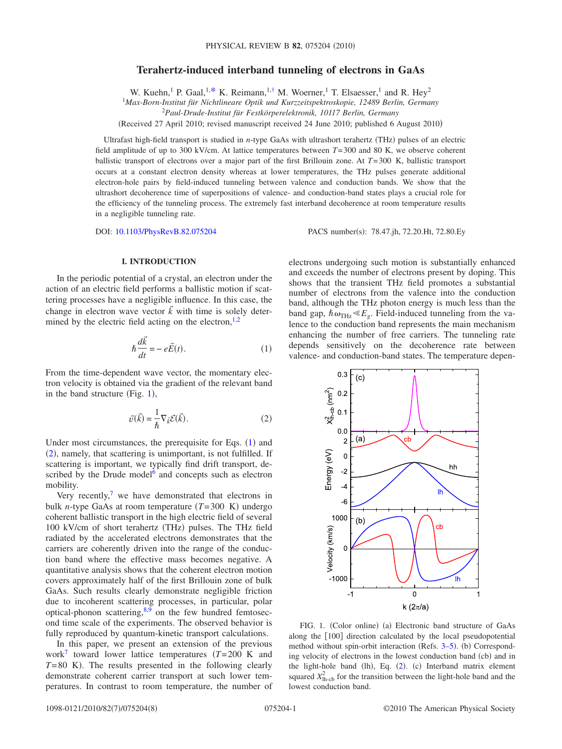# Terahertz-induced interband tunneling of electrons in GaAs

W. Kuehn,[1] P. Gaal,[1,*] K. Reimann,[1,†] M. Woerner,[1] T. Elsaesser,[1] and R. Hey[2]

[1]*Max-Born-Institut für Nichtlineare Optik und Kurzzeitspektroskopie, 12489 Berlin, Germany*
[2]*Paul-Drude-Institut für Festkörperelektronik, 10117 Berlin, Germany*

(Received 27 April 2010; revised manuscript received 24 June 2010; published 6 August 2010)

Ultrafast high-field transport is studied in *n*-type GaAs with ultrashort terahertz (THz) pulses of an electric field amplitude of up to 300 kV/cm. At lattice temperatures between $T=300$ and 80 K, we observe coherent ballistic transport of electrons over a major part of the first Brillouin zone. At $T=300$ K, ballistic transport occurs at a constant electron density whereas at lower temperatures, the THz pulses generate additional electron-hole pairs by field-induced tunneling between valence and conduction bands. We show that the ultrashort decoherence time of superpositions of valence- and conduction-band states plays a crucial role for the efficiency of the tunneling process. The extremely fast interband decoherence at room temperature results in a negligible tunneling rate.

DOI: 10.1103/PhysRevB.82.075204 PACS number(s): 78.47.jh, 72.20.Ht, 72.80.Ey

## I. INTRODUCTION

In the periodic potential of a crystal, an electron under the action of an electric field performs a ballistic motion if scattering processes have a negligible influence. In this case, the change in electron wave vector $\vec{k}$ with time is solely determined by the electric field acting on the electron,[1,2]

$$\hbar \frac{d\vec{k}}{dt} = -e\vec{E}(t). \tag{1}$$

From the time-dependent wave vector, the momentary electron velocity is obtained via the gradient of the relevant band in the band structure (Fig. 1),

$$\vec{v}(\vec{k}) = \frac{1}{\hbar}\nabla_{\vec{k}}\mathcal{E}(\vec{k}). \tag{2}$$

Under most circumstances, the prerequisite for Eqs. (1) and (2), namely, that scattering is unimportant, is not fulfilled. If scattering is important, we typically find drift transport, described by the Drude model[6] and concepts such as electron mobility.

Very recently,[7] we have demonstrated that electrons in bulk *n*-type GaAs at room temperature ($T=300$ K) undergo coherent ballistic transport in the high electric field of several 100 kV/cm of short terahertz (THz) pulses. The THz field radiated by the accelerated electrons demonstrates that the carriers are coherently driven into the range of the conduction band where the effective mass becomes negative. A quantitative analysis shows that the coherent electron motion covers approximately half of the first Brillouin zone of bulk GaAs. Such results clearly demonstrate negligible friction due to incoherent scattering processes, in particular, polar optical-phonon scattering,[8,9] on the few hundred femtosecond time scale of the experiments. The observed behavior is fully reproduced by quantum-kinetic transport calculations.

In this paper, we present an extension of the previous work[7] toward lower lattice temperatures ($T=200$ K and $T=80$ K). The results presented in the following clearly demonstrate coherent carrier transport at such lower temperatures. In contrast to room temperature, the number of electrons undergoing such motion is substantially enhanced and exceeds the number of electrons present by doping. This shows that the transient THz field promotes a substantial number of electrons from the valence into the conduction band, although the THz photon energy is much less than the band gap, $\hbar\omega_{\mathrm{THz}} \ll E_g$. Field-induced tunneling from the valence to the conduction band represents the main mechanism enhancing the number of free carriers. The tunneling rate depends sensitively on the decoherence rate between valence- and conduction-band states. The temperature depen-

FIG. 1. (Color online) (a) Electronic band structure of GaAs along the [100] direction calculated by the local pseudopotential method without spin-orbit interaction (Refs. 3–5). (b) Corresponding velocity of electrons in the lowest conduction band (cb) and in the light-hole band (lh), Eq. (2). (c) Interband matrix element squared $X^2_{\mathrm{lh\text{-}cb}}$ for the transition between the light-hole band and the lowest conduction band.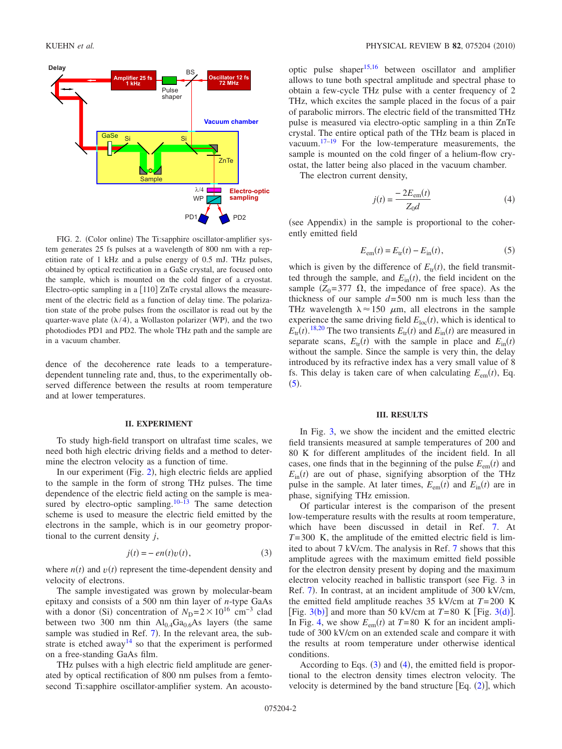FIG. 2. (Color online) The Ti:sapphire oscillator-amplifier system generates 25 fs pulses at a wavelength of 800 nm with a repetition rate of 1 kHz and a pulse energy of 0.5 mJ. THz pulses, obtained by optical rectification in a GaSe crystal, are focused onto the sample, which is mounted on the cold finger of a cryostat. Electro-optic sampling in a [110] ZnTe crystal allows the measurement of the electric field as a function of delay time. The polarization state of the probe pulses from the oscillator is read out by the quarter-wave plate ($\lambda/4$), a Wollaston polarizer (WP), and the two photodiodes PD1 and PD2. The whole THz path and the sample are in a vacuum chamber.

dence of the decoherence rate leads to a temperature-dependent tunneling rate and, thus, to the experimentally observed difference between the results at room temperature and at lower temperatures.

## II. EXPERIMENT

To study high-field transport on ultrafast time scales, we need both high electric driving fields and a method to determine the electron velocity as a function of time.

In our experiment (Fig. 2), high electric fields are applied to the sample in the form of strong THz pulses. The time dependence of the electric field acting on the sample is measured by electro-optic sampling.[10–13] The same detection scheme is used to measure the electric field emitted by the electrons in the sample, which is in our geometry proportional to the current density $j$,

$$j(t) = -en(t)v(t), \tag{3}$$

where $n(t)$ and $v(t)$ represent the time-dependent density and velocity of electrons.

The sample investigated was grown by molecular-beam epitaxy and consists of a 500 nm thin layer of $n$-type GaAs with a donor (Si) concentration of $N_D = 2\times10^{16}$ cm$^{-3}$ clad between two 300 nm thin $Al_{0.4}Ga_{0.6}As$ layers (the same sample was studied in Ref. 7). In the relevant area, the substrate is etched away[14] so that the experiment is performed on a free-standing GaAs film.

THz pulses with a high electric field amplitude are generated by optical rectification of 800 nm pulses from a femtosecond Ti:sapphire oscillator-amplifier system. An acousto-optic pulse shaper[15,16] between oscillator and amplifier allows to tune both spectral amplitude and spectral phase to obtain a few-cycle THz pulse with a center frequency of 2 THz, which excites the sample placed in the focus of a pair of parabolic mirrors. The electric field of the transmitted THz pulse is measured via electro-optic sampling in a thin ZnTe crystal. The entire optical path of the THz beam is placed in vacuum.[17–19] For the low-temperature measurements, the sample is mounted on the cold finger of a helium-flow cryostat, the latter being also placed in the vacuum chamber.

The electron current density,

$$j(t) = \frac{-2E_{em}(t)}{Z_0 d} \tag{4}$$

(see Appendix) in the sample is proportional to the coherently emitted field

$$E_{em}(t) = E_{tr}(t) - E_{in}(t), \tag{5}$$

which is given by the difference of $E_{tr}(t)$, the field transmitted through the sample, and $E_{in}(t)$, the field incident on the sample ($Z_0 = 377\ \Omega$, the impedance of free space). As the thickness of our sample $d = 500$ nm is much less than the THz wavelength $\lambda \approx 150\ \mu$m, all electrons in the sample experience the same driving field $E_{loc}(t)$, which is identical to $E_{tr}(t)$.[18,20] The two transients $E_{tr}(t)$ and $E_{in}(t)$ are measured in separate scans, $E_{tr}(t)$ with the sample in place and $E_{in}(t)$ without the sample. Since the sample is very thin, the delay introduced by its refractive index has a very small value of 8 fs. This delay is taken care of when calculating $E_{em}(t)$, Eq. (5).

## III. RESULTS

In Fig. 3, we show the incident and the emitted electric field transients measured at sample temperatures of 200 and 80 K for different amplitudes of the incident field. In all cases, one finds that in the beginning of the pulse $E_{em}(t)$ and $E_{in}(t)$ are out of phase, signifying absorption of the THz pulse in the sample. At later times, $E_{em}(t)$ and $E_{in}(t)$ are in phase, signifying THz emission.

Of particular interest is the comparison of the present low-temperature results with the results at room temperature, which have been discussed in detail in Ref. 7. At $T = 300$ K, the amplitude of the emitted electric field is limited to about 7 kV/cm. The analysis in Ref. 7 shows that this amplitude agrees with the maximum emitted field possible for the electron density present by doping and the maximum electron velocity reached in ballistic transport (see Fig. 3 in Ref. 7). In contrast, at an incident amplitude of 300 kV/cm, the emitted field amplitude reaches 35 kV/cm at $T = 200$ K [Fig. 3(b)] and more than 50 kV/cm at $T = 80$ K [Fig. 3(d)]. In Fig. 4, we show $E_{em}(t)$ at $T = 80$ K for an incident amplitude of 300 kV/cm on an extended scale and compare it with the results at room temperature under otherwise identical conditions.

According to Eqs. (3) and (4), the emitted field is proportional to the electron density times electron velocity. The velocity is determined by the band structure [Eq. (2)], which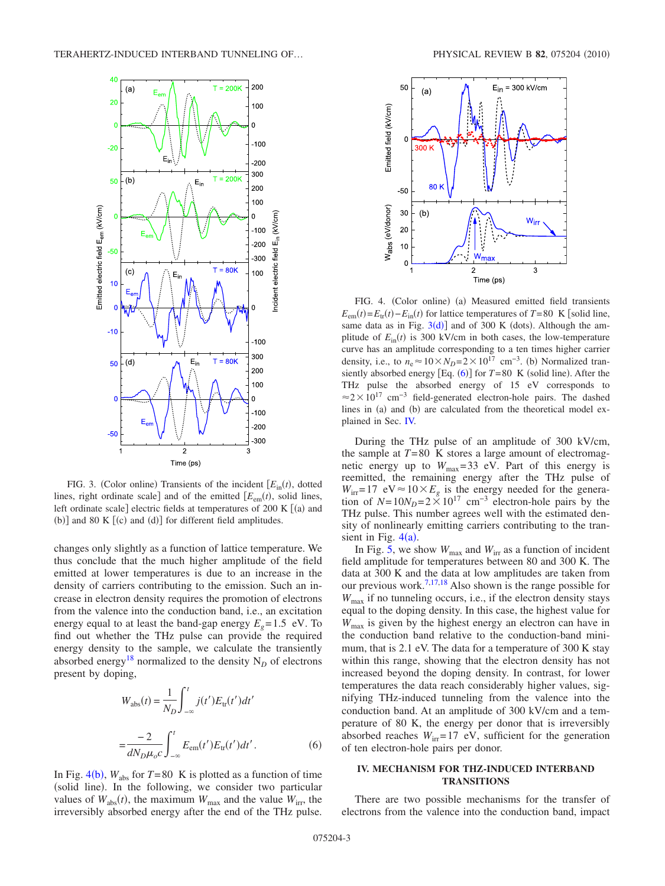FIG. 3. (Color online) Transients of the incident [$E_{in}(t)$, dotted lines, right ordinate scale] and of the emitted [$E_{em}(t)$, solid lines, left ordinate scale] electric fields at temperatures of 200 K [(a) and (b)] and 80 K [(c) and (d)] for different field amplitudes.

changes only slightly as a function of lattice temperature. We thus conclude that the much higher amplitude of the field emitted at lower temperatures is due to an increase in the density of carriers contributing to the emission. Such an increase in electron density requires the promotion of electrons from the valence into the conduction band, i.e., an excitation energy equal to at least the band-gap energy $E_g=1.5$ eV. To find out whether the THz pulse can provide the required energy density to the sample, we calculate the transiently absorbed energy[18] normalized to the density $N_D$ of electrons present by doping,

$$W_{abs}(t) = \frac{1}{N_D}\int_{-\infty}^{t} j(t')E_{tr}(t')dt'$$

$$= \frac{-2}{dN_D\mu_o c}\int_{-\infty}^{t} E_{em}(t')E_{tr}(t')dt'. \quad (6)$$

In Fig. 4(b), $W_{abs}$ for $T=80$ K is plotted as a function of time (solid line). In the following, we consider two particular values of $W_{abs}(t)$, the maximum $W_{max}$ and the value $W_{irr}$, the irreversibly absorbed energy after the end of the THz pulse.

FIG. 4. (Color online) (a) Measured emitted field transients $E_{em}(t)=E_{tr}(t)-E_{in}(t)$ for lattice temperatures of $T=80$ K [solid line, same data as in Fig. 3(d)] and of 300 K (dots). Although the amplitude of $E_{in}(t)$ is 300 kV/cm in both cases, the low-temperature curve has an amplitude corresponding to a ten times higher carrier density, i.e., to $n_e \approx 10\times N_D = 2\times 10^{17}$ cm$^{-3}$. (b) Normalized transiently absorbed energy [Eq. (6)] for $T=80$ K (solid line). After the THz pulse the absorbed energy of 15 eV corresponds to $\approx 2\times 10^{17}$ cm$^{-3}$ field-generated electron-hole pairs. The dashed lines in (a) and (b) are calculated from the theoretical model explained in Sec. IV.

During the THz pulse of an amplitude of 300 kV/cm, the sample at $T=80$ K stores a large amount of electromagnetic energy up to $W_{max}=33$ eV. Part of this energy is reemitted, the remaining energy after the THz pulse of $W_{irr}=17$ eV $\approx 10\times E_g$ is the energy needed for the generation of $N=10N_D=2\times 10^{17}$ cm$^{-3}$ electron-hole pairs by the THz pulse. This number agrees well with the estimated density of nonlinearly emitting carriers contributing to the transient in Fig. 4(a).

In Fig. 5, we show $W_{max}$ and $W_{irr}$ as a function of incident field amplitude for temperatures between 80 and 300 K. The data at 300 K and the data at low amplitudes are taken from our previous work.[7,17,18] Also shown is the range possible for $W_{max}$ if no tunneling occurs, i.e., if the electron density stays equal to the doping density. In this case, the highest value for $W_{max}$ is given by the highest energy an electron can have in the conduction band relative to the conduction-band minimum, that is 2.1 eV. The data for a temperature of 300 K stay within this range, showing that the electron density has not increased beyond the doping density. In contrast, for lower temperatures the data reach considerably higher values, signifying THz-induced tunneling from the valence into the conduction band. At an amplitude of 300 kV/cm and a temperature of 80 K, the energy per donor that is irreversibly absorbed reaches $W_{irr}=17$ eV, sufficient for the generation of ten electron-hole pairs per donor.

## IV. MECHANISM FOR THZ-INDUCED INTERBAND TRANSITIONS

There are two possible mechanisms for the transfer of electrons from the valence into the conduction band, impact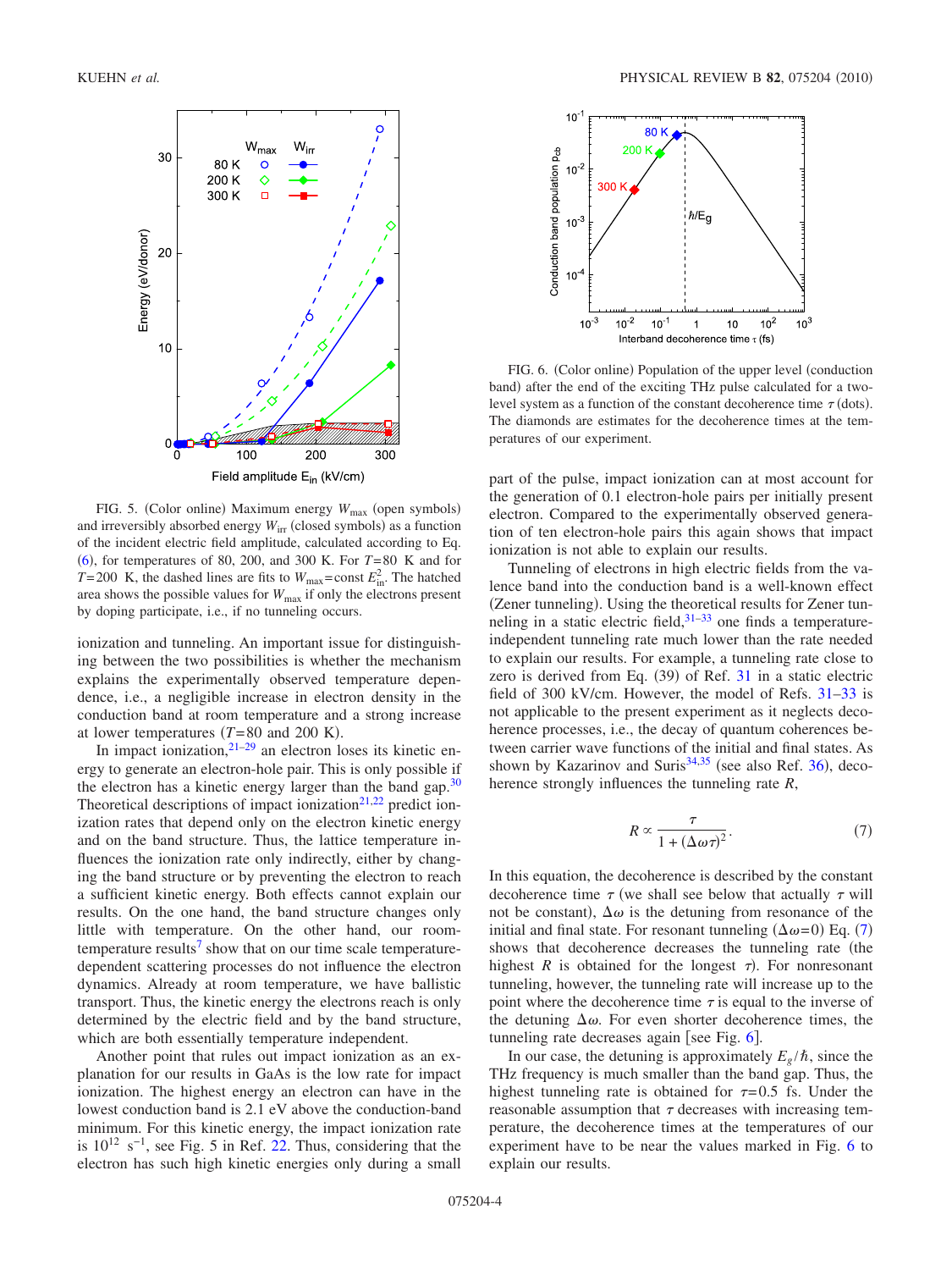FIG. 5. (Color online) Maximum energy $W_{max}$ (open symbols) and irreversibly absorbed energy $W_{irr}$ (closed symbols) as a function of the incident electric field amplitude, calculated according to Eq. (6), for temperatures of 80, 200, and 300 K. For $T=80$ K and for $T=200$ K, the dashed lines are fits to $W_{max}=\text{const}\,E_{in}^2$. The hatched area shows the possible values for $W_{max}$ if only the electrons present by doping participate, i.e., if no tunneling occurs.

ionization and tunneling. An important issue for distinguishing between the two possibilities is whether the mechanism explains the experimentally observed temperature dependence, i.e., a negligible increase in electron density in the conduction band at room temperature and a strong increase at lower temperatures ($T=80$ and 200 K).

In impact ionization,[21–29] an electron loses its kinetic energy to generate an electron-hole pair. This is only possible if the electron has a kinetic energy larger than the band gap.[30] Theoretical descriptions of impact ionization[21,22] predict ionization rates that depend only on the electron kinetic energy and on the band structure. Thus, the lattice temperature influences the ionization rate only indirectly, either by changing the band structure or by preventing the electron to reach a sufficient kinetic energy. Both effects cannot explain our results. On the one hand, the band structure changes only little with temperature. On the other hand, our room-temperature results[7] show that on our time scale temperature-dependent scattering processes do not influence the electron dynamics. Already at room temperature, we have ballistic transport. Thus, the kinetic energy the electrons reach is only determined by the electric field and by the band structure, which are both essentially temperature independent.

Another point that rules out impact ionization as an explanation for our results in GaAs is the low rate for impact ionization. The highest energy an electron can have in the lowest conduction band is 2.1 eV above the conduction-band minimum. For this kinetic energy, the impact ionization rate is $10^{12}$ $\text{s}^{-1}$, see Fig. 5 in Ref. 22. Thus, considering that the electron has such high kinetic energies only during a small part of the pulse, impact ionization can at most account for the generation of 0.1 electron-hole pairs per initially present electron. Compared to the experimentally observed generation of ten electron-hole pairs this again shows that impact ionization is not able to explain our results.

FIG. 6. (Color online) Population of the upper level (conduction band) after the end of the exciting THz pulse calculated for a two-level system as a function of the constant decoherence time $\tau$ (dots). The diamonds are estimates for the decoherence times at the temperatures of our experiment.

Tunneling of electrons in high electric fields from the valence band into the conduction band is a well-known effect (Zener tunneling). Using the theoretical results for Zener tunneling in a static electric field,[31–33] one finds a temperature-independent tunneling rate much lower than the rate needed to explain our results. For example, a tunneling rate close to zero is derived from Eq. (39) of Ref. 31 in a static electric field of 300 kV/cm. However, the model of Refs. 31–33 is not applicable to the present experiment as it neglects decoherence processes, i.e., the decay of quantum coherences between carrier wave functions of the initial and final states. As shown by Kazarinov and Suris[34,35] (see also Ref. 36), decoherence strongly influences the tunneling rate $R$,

$$R \propto \frac{\tau}{1+(\Delta\omega\tau)^2}. \tag{7}$$

In this equation, the decoherence is described by the constant decoherence time $\tau$ (we shall see below that actually $\tau$ will not be constant), $\Delta\omega$ is the detuning from resonance of the initial and final state. For resonant tunneling ($\Delta\omega=0$) Eq. (7) shows that decoherence decreases the tunneling rate (the highest $R$ is obtained for the longest $\tau$). For nonresonant tunneling, however, the tunneling rate will increase up to the point where the decoherence time $\tau$ is equal to the inverse of the detuning $\Delta\omega$. For even shorter decoherence times, the tunneling rate decreases again [see Fig. 6].

In our case, the detuning is approximately $E_g/\hbar$, since the THz frequency is much smaller than the band gap. Thus, the highest tunneling rate is obtained for $\tau=0.5$ fs. Under the reasonable assumption that $\tau$ decreases with increasing temperature, the decoherence times at the temperatures of our experiment have to be near the values marked in Fig. 6 to explain our results.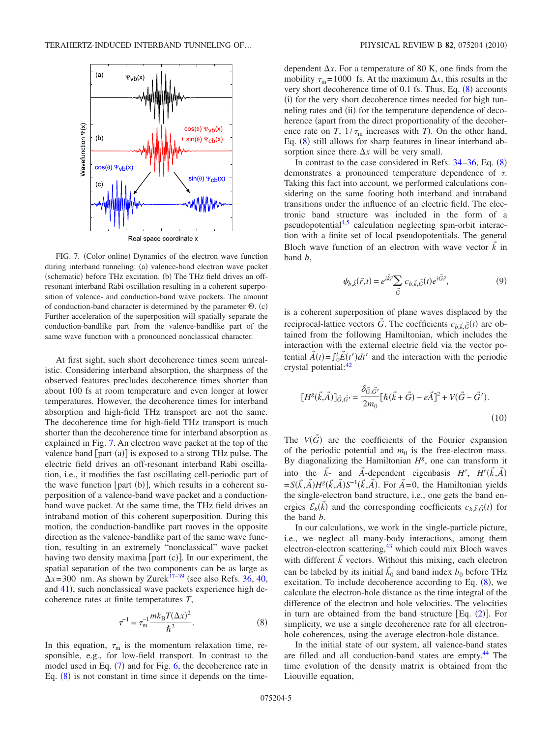FIG. 7. (Color online) Dynamics of the electron wave function during interband tunneling: (a) valence-band electron wave packet (schematic) before THz excitation. (b) The THz field drives an off-resonant interband Rabi oscillation resulting in a coherent superposition of valence- and conduction-band wave packets. The amount of conduction-band character is determined by the parameter Θ. (c) Further acceleration of the superposition will spatially separate the conduction-bandlike part from the valence-bandlike part of the same wave function with a pronounced nonclassical character.

At first sight, such short decoherence times seem unrealistic. Considering interband absorption, the sharpness of the observed features precludes decoherence times shorter than about 100 fs at room temperature and even longer at lower temperatures. However, the decoherence times for interband absorption and high-field THz transport are not the same. The decoherence time for high-field THz transport is much shorter than the decoherence time for interband absorption as explained in Fig. 7. An electron wave packet at the top of the valence band [part (a)] is exposed to a strong THz pulse. The electric field drives an off-resonant interband Rabi oscillation, i.e., it modifies the fast oscillating cell-periodic part of the wave function [part (b)], which results in a coherent superposition of a valence-band wave packet and a conduction-band wave packet. At the same time, the THz field drives an intraband motion of this coherent superposition. During this motion, the conduction-bandlike part moves in the opposite direction as the valence-bandlike part of the same wave function, resulting in an extremely "nonclassical" wave packet having two density maxima [part (c)]. In our experiment, the spatial separation of the two components can be as large as $\Delta x = 300$ nm. As shown by Zurek[37–39] (see also Refs. 36, 40, and 41), such nonclassical wave packets experience high decoherence rates at finite temperatures $T$,

$$\tau^{-1} = \tau_m^{-1} \frac{m k_B T (\Delta x)^2}{\hbar^2}. \tag{8}$$

In this equation, $\tau_m$ is the momentum relaxation time, responsible, e.g., for low-field transport. In contrast to the model used in Eq. (7) and for Fig. 6, the decoherence rate in Eq. (8) is not constant in time since it depends on the time-dependent $\Delta x$. For a temperature of 80 K, one finds from the mobility $\tau_m = 1000$ fs. At the maximum $\Delta x$, this results in the very short decoherence time of 0.1 fs. Thus, Eq. (8) accounts (i) for the very short decoherence times needed for high tunneling rates and (ii) for the temperature dependence of decoherence (apart from the direct proportionality of the decoherence rate on $T$, $1/\tau_m$ increases with $T$). On the other hand, Eq. (8) still allows for sharp features in linear interband absorption since there $\Delta x$ will be very small.

In contrast to the case considered in Refs. 34–36, Eq. (8) demonstrates a pronounced temperature dependence of $\tau$. Taking this fact into account, we performed calculations considering on the same footing both interband and intraband transitions under the influence of an electric field. The electronic band structure was included in the form of a pseudopotential[4,5] calculation neglecting spin-orbit interaction with a finite set of local pseudopotentials. The general Bloch wave function of an electron with wave vector $\vec{k}$ in band $b$,

$$\psi_{b,\vec{k}}(\vec{r},t) = e^{i\vec{k}\vec{r}} \sum_{\vec{G}} c_{b,\vec{k},\vec{G}}(t) e^{i\vec{G}\vec{r}}, \tag{9}$$

is a coherent superposition of plane waves displaced by the reciprocal-lattice vectors $\vec{G}$. The coefficients $c_{b,\vec{k},\vec{G}}(t)$ are obtained from the following Hamiltonian, which includes the interaction with the external electric field via the vector potential $\vec{A}(t) = \int_0^t \vec{E}(t')dt'$ and the interaction with the periodic crystal potential:[42]

$$[H^g(\vec{k},\vec{A})]_{\vec{G},\vec{G}'} = \frac{\delta_{\vec{G},\vec{G}'}}{2m_0}[\hbar(\vec{k}+\vec{G}) - e\vec{A}]^2 + V(\vec{G}-\vec{G}'). \tag{10}$$

The $V(\vec{G})$ are the coefficients of the Fourier expansion of the periodic potential and $m_0$ is the free-electron mass. By diagonalizing the Hamiltonian $H^g$, one can transform it into the $\vec{k}$- and $\vec{A}$-dependent eigenbasis $H^e$, $H^e(\vec{k},\vec{A}) = S(\vec{k},\vec{A})H^g(\vec{k},\vec{A})S^{-1}(\vec{k},\vec{A})$. For $\vec{A}=0$, the Hamiltonian yields the single-electron band structure, i.e., one gets the band energies $\mathcal{E}_b(\vec{k})$ and the corresponding coefficients $c_{b,\vec{k},\vec{G}}(t)$ for the band $b$.

In our calculations, we work in the single-particle picture, i.e., we neglect all many-body interactions, among them electron-electron scattering,[43] which could mix Bloch waves with different $\vec{k}$ vectors. Without this mixing, each electron can be labeled by its initial $\vec{k}_0$ and band index $b_0$ before THz excitation. To include decoherence according to Eq. (8), we calculate the electron-hole distance as the time integral of the difference of the electron and hole velocities. The velocities in turn are obtained from the band structure [Eq. (2)]. For simplicity, we use a single decoherence rate for all electron-hole coherences, using the average electron-hole distance.

In the initial state of our system, all valence-band states are filled and all conduction-band states are empty.[44] The time evolution of the density matrix is obtained from the Liouville equation,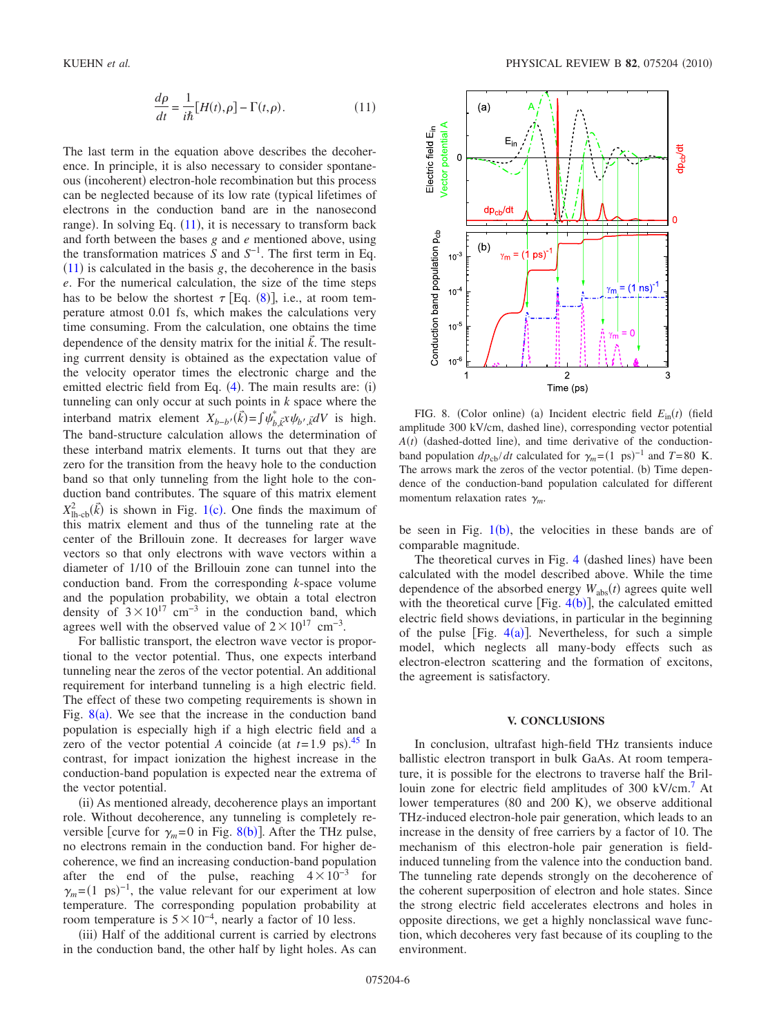$$\frac{d\rho}{dt} = \frac{1}{i\hbar}[H(t),\rho] - \Gamma(t,\rho). \tag{11}$$

The last term in the equation above describes the decoherence. In principle, it is also necessary to consider spontaneous (incoherent) electron-hole recombination but this process can be neglected because of its low rate (typical lifetimes of electrons in the conduction band are in the nanosecond range). In solving Eq. (11), it is necessary to transform back and forth between the bases $g$ and $e$ mentioned above, using the transformation matrices $S$ and $S^{-1}$. The first term in Eq. (11) is calculated in the basis $g$, the decoherence in the basis $e$. For the numerical calculation, the size of the time steps has to be below the shortest $\tau$ [Eq. (8)], i.e., at room temperature atmost 0.01 fs, which makes the calculations very time consuming. From the calculation, one obtains the time dependence of the density matrix for the initial $\vec{k}$. The resulting currrent density is obtained as the expectation value of the velocity operator times the electronic charge and the emitted electric field from Eq. (4). The main results are: (i) tunneling can only occur at such points in $k$ space where the interband matrix element $X_{b-b'}(\vec{k}) = \int \psi^*_{b,\vec{k}} x \psi_{b',\vec{k}} dV$ is high. The band-structure calculation allows the determination of these interband matrix elements. It turns out that they are zero for the transition from the heavy hole to the conduction band so that only tunneling from the light hole to the conduction band contributes. The square of this matrix element $X^2_{\text{lh-cb}}(\vec{k})$ is shown in Fig. 1(c). One finds the maximum of this matrix element and thus of the tunneling rate at the center of the Brillouin zone. It decreases for larger wave vectors so that only electrons with wave vectors within a diameter of 1/10 of the Brillouin zone can tunnel into the conduction band. From the corresponding $k$-space volume and the population probability, we obtain a total electron density of $3\times10^{17}$ cm$^{-3}$ in the conduction band, which agrees well with the observed value of $2\times10^{17}$ cm$^{-3}$.

For ballistic transport, the electron wave vector is proportional to the vector potential. Thus, one expects interband tunneling near the zeros of the vector potential. An additional requirement for interband tunneling is a high electric field. The effect of these two competing requirements is shown in Fig. 8(a). We see that the increase in the conduction band population is especially high if a high electric field and a zero of the vector potential $A$ coincide (at $t$=1.9 ps).[45] In contrast, for impact ionization the highest increase in the conduction-band population is expected near the extrema of the vector potential.

(ii) As mentioned already, decoherence plays an important role. Without decoherence, any tunneling is completely reversible [curve for $\gamma_m=0$ in Fig. 8(b)]. After the THz pulse, no electrons remain in the conduction band. For higher decoherence, we find an increasing conduction-band population after the end of the pulse, reaching $4\times10^{-3}$ for $\gamma_m=(1\ \text{ps})^{-1}$, the value relevant for our experiment at low temperature. The corresponding population probability at room temperature is $5\times10^{-4}$, nearly a factor of 10 less.

(iii) Half of the additional current is carried by electrons in the conduction band, the other half by light holes. As can be seen in Fig. 1(b), the velocities in these bands are of comparable magnitude.

FIG. 8. (Color online) (a) Incident electric field $E_{\text{in}}(t)$ (field amplitude 300 kV/cm, dashed line), corresponding vector potential $A(t)$ (dashed-dotted line), and time derivative of the conduction-band population $dp_{\text{cb}}/dt$ calculated for $\gamma_m=(1\ \text{ps})^{-1}$ and $T$=80 K. The arrows mark the zeros of the vector potential. (b) Time dependence of the conduction-band population calculated for different momentum relaxation rates $\gamma_m$.

The theoretical curves in Fig. 4 (dashed lines) have been calculated with the model described above. While the time dependence of the absorbed energy $W_{\text{abs}}(t)$ agrees quite well with the theoretical curve [Fig. 4(b)], the calculated emitted electric field shows deviations, in particular in the beginning of the pulse [Fig. 4(a)]. Nevertheless, for such a simple model, which neglects all many-body effects such as electron-electron scattering and the formation of excitons, the agreement is satisfactory.

## V. CONCLUSIONS

In conclusion, ultrafast high-field THz transients induce ballistic electron transport in bulk GaAs. At room temperature, it is possible for the electrons to traverse half the Brillouin zone for electric field amplitudes of 300 kV/cm.[7] At lower temperatures (80 and 200 K), we observe additional THz-induced electron-hole pair generation, which leads to an increase in the density of free carriers by a factor of 10. The mechanism of this electron-hole pair generation is field-induced tunneling from the valence into the conduction band. The tunneling rate depends strongly on the decoherence of the coherent superposition of electron and hole states. Since the strong electric field accelerates electrons and holes in opposite directions, we get a highly nonclassical wave function, which decoheres very fast because of its coupling to the environment.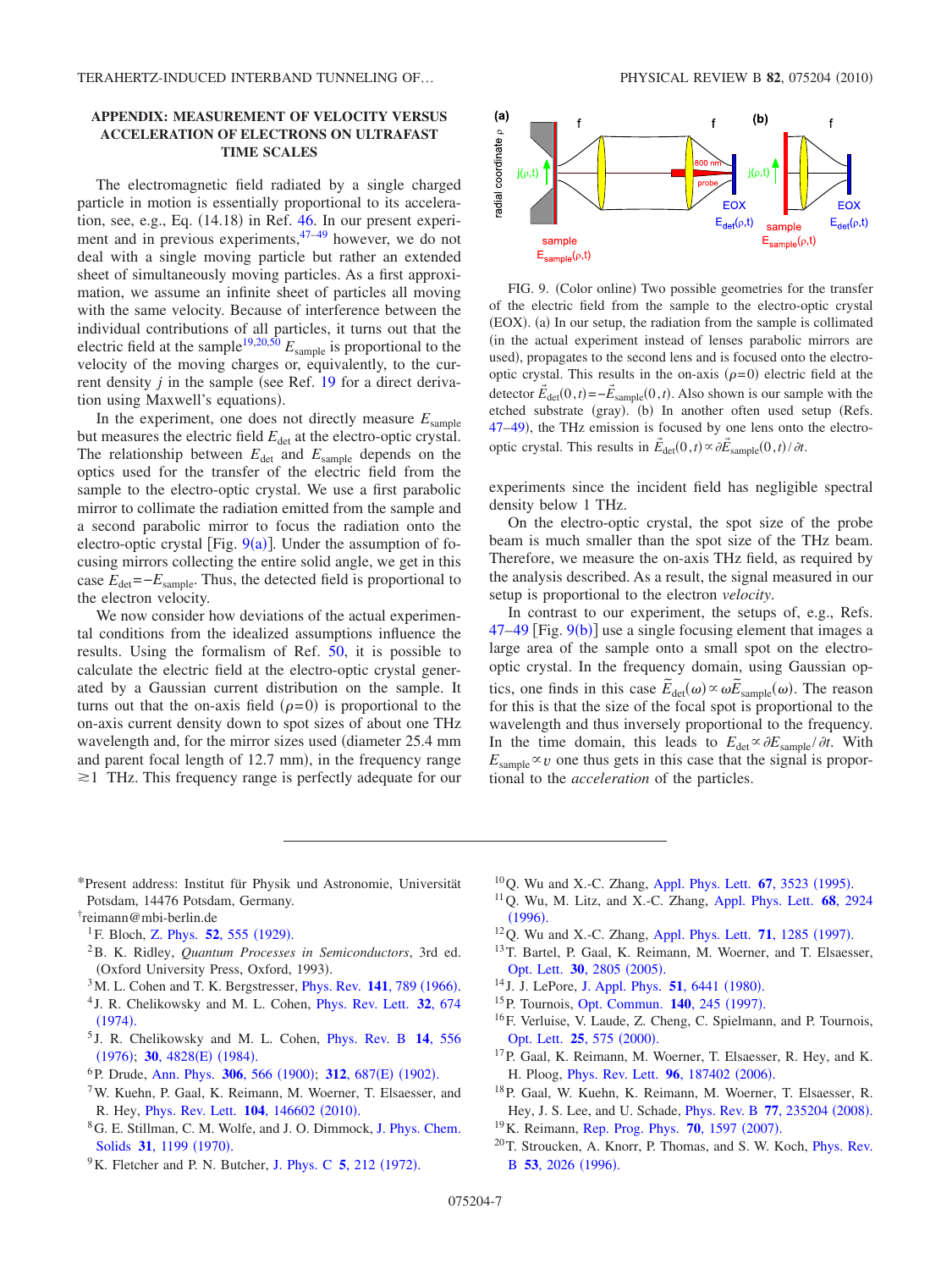## APPENDIX: MEASUREMENT OF VELOCITY VERSUS ACCELERATION OF ELECTRONS ON ULTRAFAST TIME SCALES

The electromagnetic field radiated by a single charged particle in motion is essentially proportional to its acceleration, see, e.g., Eq. (14.18) in Ref. 46. In our present experiment and in previous experiments,[47–49] however, we do not deal with a single moving particle but rather an extended sheet of simultaneously moving particles. As a first approximation, we assume an infinite sheet of particles all moving with the same velocity. Because of interference between the individual contributions of all particles, it turns out that the electric field at the sample[19,20,50] $E_{\text{sample}}$ is proportional to the velocity of the moving charges or, equivalently, to the current density $j$ in the sample (see Ref. 19 for a direct derivation using Maxwell's equations).

In the experiment, one does not directly measure $E_{\text{sample}}$ but measures the electric field $E_{\text{det}}$ at the electro-optic crystal. The relationship between $E_{\text{det}}$ and $E_{\text{sample}}$ depends on the optics used for the transfer of the electric field from the sample to the electro-optic crystal. We use a first parabolic mirror to collimate the radiation emitted from the sample and a second parabolic mirror to focus the radiation onto the electro-optic crystal [Fig. 9(a)]. Under the assumption of focusing mirrors collecting the entire solid angle, we get in this case $E_{\text{det}}=-E_{\text{sample}}$. Thus, the detected field is proportional to the electron velocity.

We now consider how deviations of the actual experimental conditions from the idealized assumptions influence the results. Using the formalism of Ref. 50, it is possible to calculate the electric field at the electro-optic crystal generated by a Gaussian current distribution on the sample. It turns out that the on-axis field ($\rho=0$) is proportional to the on-axis current density down to spot sizes of about one THz wavelength and, for the mirror sizes used (diameter 25.4 mm and parent focal length of 12.7 mm), in the frequency range $\gtrsim 1$ THz. This frequency range is perfectly adequate for our experiments since the incident field has negligible spectral density below 1 THz.

FIG. 9. (Color online) Two possible geometries for the transfer of the electric field from the sample to the electro-optic crystal (EOX). (a) In our setup, the radiation from the sample is collimated (in the actual experiment instead of lenses parabolic mirrors are used), propagates to the second lens and is focused onto the electro-optic crystal. This results in the on-axis ($\rho=0$) electric field at the detector $\vec{E}_{\text{det}}(0,t)=-\vec{E}_{\text{sample}}(0,t)$. Also shown is our sample with the etched substrate (gray). (b) In another often used setup (Refs. 47–49), the THz emission is focused by one lens onto the electro-optic crystal. This results in $\vec{E}_{\text{det}}(0,t)\propto\partial\vec{E}_{\text{sample}}(0,t)/\partial t$.

On the electro-optic crystal, the spot size of the probe beam is much smaller than the spot size of the THz beam. Therefore, we measure the on-axis THz field, as required by the analysis described. As a result, the signal measured in our setup is proportional to the electron *velocity*.

In contrast to our experiment, the setups of, e.g., Refs. 47–49 [Fig. 9(b)] use a single focusing element that images a large area of the sample onto a small spot on the electro-optic crystal. In the frequency domain, using Gaussian optics, one finds in this case $\tilde{E}_{\text{det}}(\omega)\propto\omega\tilde{E}_{\text{sample}}(\omega)$. The reason for this is that the size of the focal spot is proportional to the wavelength and thus inversely proportional to the frequency. In the time domain, this leads to $E_{\text{det}}\propto\partial E_{\text{sample}}/\partial t$. With $E_{\text{sample}}\propto v$ one thus gets in this case that the signal is proportional to the *acceleration* of the particles.

---

*Present address: Institut für Physik und Astronomie, Universität Potsdam, 14476 Potsdam, Germany.

†reimann@mbi-berlin.de

1. F. Bloch, Z. Phys. **52**, 555 (1929).
2. B. K. Ridley, *Quantum Processes in Semiconductors*, 3rd ed. (Oxford University Press, Oxford, 1993).
3. M. L. Cohen and T. K. Bergstresser, Phys. Rev. **141**, 789 (1966).
4. J. R. Chelikowsky and M. L. Cohen, Phys. Rev. Lett. **32**, 674 (1974).
5. J. R. Chelikowsky and M. L. Cohen, Phys. Rev. B **14**, 556 (1976); **30**, 4828(E) (1984).
6. P. Drude, Ann. Phys. **306**, 566 (1900); **312**, 687(E) (1902).
7. W. Kuehn, P. Gaal, K. Reimann, M. Woerner, T. Elsaesser, and R. Hey, Phys. Rev. Lett. **104**, 146602 (2010).
8. G. E. Stillman, C. M. Wolfe, and J. O. Dimmock, J. Phys. Chem. Solids **31**, 1199 (1970).
9. K. Fletcher and P. N. Butcher, J. Phys. C **5**, 212 (1972).
10. Q. Wu and X.-C. Zhang, Appl. Phys. Lett. **67**, 3523 (1995).
11. Q. Wu, M. Litz, and X.-C. Zhang, Appl. Phys. Lett. **68**, 2924 (1996).
12. Q. Wu and X.-C. Zhang, Appl. Phys. Lett. **71**, 1285 (1997).
13. T. Bartel, P. Gaal, K. Reimann, M. Woerner, and T. Elsaesser, Opt. Lett. **30**, 2805 (2005).
14. J. J. LePore, J. Appl. Phys. **51**, 6441 (1980).
15. P. Tournois, Opt. Commun. **140**, 245 (1997).
16. F. Verluise, V. Laude, Z. Cheng, C. Spielmann, and P. Tournois, Opt. Lett. **25**, 575 (2000).
17. P. Gaal, K. Reimann, M. Woerner, T. Elsaesser, R. Hey, and K. H. Ploog, Phys. Rev. Lett. **96**, 187402 (2006).
18. P. Gaal, W. Kuehn, K. Reimann, M. Woerner, T. Elsaesser, R. Hey, J. S. Lee, and U. Schade, Phys. Rev. B **77**, 235204 (2008).
19. K. Reimann, Rep. Prog. Phys. **70**, 1597 (2007).
20. T. Stroucken, A. Knorr, P. Thomas, and S. W. Koch, Phys. Rev. B **53**, 2026 (1996).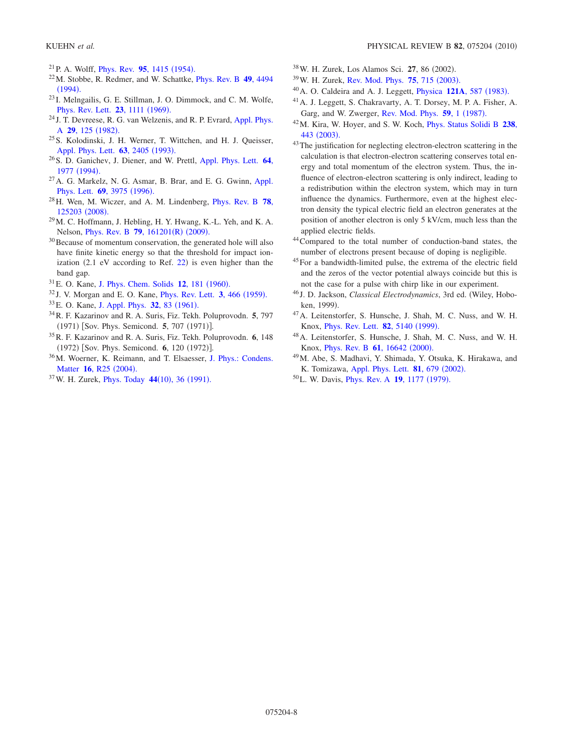[21] P. A. Wolff, Phys. Rev. **95**, 1415 (1954).

[22] M. Stobbe, R. Redmer, and W. Schattke, Phys. Rev. B **49**, 4494 (1994).

[23] I. Melngailis, G. E. Stillman, J. O. Dimmock, and C. M. Wolfe, Phys. Rev. Lett. **23**, 1111 (1969).

[24] J. T. Devreese, R. G. van Welzenis, and R. P. Evrard, Appl. Phys. A **29**, 125 (1982).

[25] S. Kolodinski, J. H. Werner, T. Wittchen, and H. J. Queisser, Appl. Phys. Lett. **63**, 2405 (1993).

[26] S. D. Ganichev, J. Diener, and W. Prettl, Appl. Phys. Lett. **64**, 1977 (1994).

[27] A. G. Markelz, N. G. Asmar, B. Brar, and E. G. Gwinn, Appl. Phys. Lett. **69**, 3975 (1996).

[28] H. Wen, M. Wiczer, and A. M. Lindenberg, Phys. Rev. B **78**, 125203 (2008).

[29] M. C. Hoffmann, J. Hebling, H. Y. Hwang, K.-L. Yeh, and K. A. Nelson, Phys. Rev. B **79**, 161201(R) (2009).

[30] Because of momentum conservation, the generated hole will also have finite kinetic energy so that the threshold for impact ionization (2.1 eV according to Ref. 22) is even higher than the band gap.

[31] E. O. Kane, J. Phys. Chem. Solids **12**, 181 (1960).

[32] J. V. Morgan and E. O. Kane, Phys. Rev. Lett. **3**, 466 (1959).

[33] E. O. Kane, J. Appl. Phys. **32**, 83 (1961).

[34] R. F. Kazarinov and R. A. Suris, Fiz. Tekh. Poluprovodn. **5**, 797 (1971) [Sov. Phys. Semicond. **5**, 707 (1971)].

[35] R. F. Kazarinov and R. A. Suris, Fiz. Tekh. Poluprovodn. **6**, 148 (1972) [Sov. Phys. Semicond. **6**, 120 (1972)].

[36] M. Woerner, K. Reimann, and T. Elsaesser, J. Phys.: Condens. Matter **16**, R25 (2004).

[37] W. H. Zurek, Phys. Today **44**(10), 36 (1991).

[38] W. H. Zurek, Los Alamos Sci. **27**, 86 (2002).

[39] W. H. Zurek, Rev. Mod. Phys. **75**, 715 (2003).

[40] A. O. Caldeira and A. J. Leggett, Physica **121A**, 587 (1983).

[41] A. J. Leggett, S. Chakravarty, A. T. Dorsey, M. P. A. Fisher, A. Garg, and W. Zwerger, Rev. Mod. Phys. **59**, 1 (1987).

[42] M. Kira, W. Hoyer, and S. W. Koch, Phys. Status Solidi B **238**, 443 (2003).

[43] The justification for neglecting electron-electron scattering in the calculation is that electron-electron scattering conserves total energy and total momentum of the electron system. Thus, the influence of electron-electron scattering is only indirect, leading to a redistribution within the electron system, which may in turn influence the dynamics. Furthermore, even at the highest electron density the typical electric field an electron generates at the position of another electron is only 5 kV/cm, much less than the applied electric fields.

[44] Compared to the total number of conduction-band states, the number of electrons present because of doping is negligible.

[45] For a bandwidth-limited pulse, the extrema of the electric field and the zeros of the vector potential always coincide but this is not the case for a pulse with chirp like in our experiment.

[46] J. D. Jackson, *Classical Electrodynamics*, 3rd ed. (Wiley, Hoboken, 1999).

[47] A. Leitenstorfer, S. Hunsche, J. Shah, M. C. Nuss, and W. H. Knox, Phys. Rev. Lett. **82**, 5140 (1999).

[48] A. Leitenstorfer, S. Hunsche, J. Shah, M. C. Nuss, and W. H. Knox, Phys. Rev. B **61**, 16642 (2000).

[49] M. Abe, S. Madhavi, Y. Shimada, Y. Otsuka, K. Hirakawa, and K. Tomizawa, Appl. Phys. Lett. **81**, 679 (2002).

[50] L. W. Davis, Phys. Rev. A **19**, 1177 (1979).